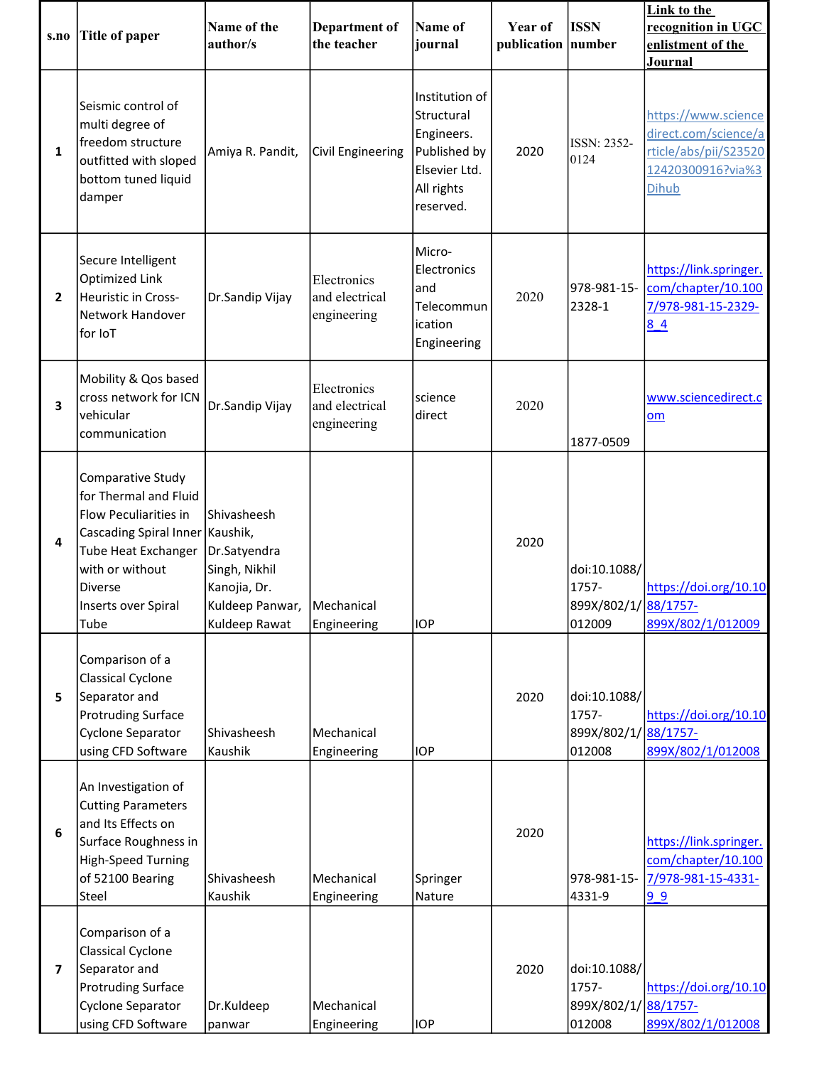| s.no | Title of paper | Name of the author/s | Department of the teacher | Name of journal | Year of publication | ISSN number | Link to the recognition in UGC enlistment of the Journal |
|---|---|---|---|---|---|---|---|
| 1 | Seismic control of multi degree of freedom structure outfitted with sloped bottom tuned liquid damper | Amiya R. Pandit, | Civil Engineering | Institution of Structural Engineers. Published by Elsevier Ltd. All rights reserved. | 2020 | ISSN: 2352-0124 | https://www.sciencedirect.com/science/article/abs/pii/S2352012420300916?via%3Dihub |
| 2 | Secure Intelligent Optimized Link Heuristic in Cross-Network Handover for IoT | Dr.Sandip Vijay | Electronics and electrical engineering | Micro-Electronics and Telecommunication Engineering | 2020 | 978-981-15-2328-1 | https://link.springer.com/chapter/10.1007/978-981-15-2329-8_4 |
| 3 | Mobility & Qos based cross network for ICN vehicular communication | Dr.Sandip Vijay | Electronics and electrical engineering | science direct | 2020 | 1877-0509 | www.sciencedirect.com |
| 4 | Comparative Study for Thermal and Fluid Flow Peculiarities in Cascading Spiral Inner Tube Heat Exchanger with or without Diverse Inserts over Spiral Tube | Shivasheesh Kaushik, Dr.Satyendra Singh, Nikhil Kanojia, Dr. Kuldeep Panwar, Kuldeep Rawat | Mechanical Engineering | IOP | 2020 | doi:10.1088/1757-899X/802/1/012009 | https://doi.org/10.1088/1757-899X/802/1/012009 |
| 5 | Comparison of a Classical Cyclone Separator and Protruding Surface Cyclone Separator using CFD Software | Shivasheesh Kaushik | Mechanical Engineering | IOP | 2020 | doi:10.1088/1757-899X/802/1/012008 | https://doi.org/10.1088/1757-899X/802/1/012008 |
| 6 | An Investigation of Cutting Parameters and Its Effects on Surface Roughness in High-Speed Turning of 52100 Bearing Steel | Shivasheesh Kaushik | Mechanical Engineering | Springer Nature | 2020 | 978-981-15-4331-9 | https://link.springer.com/chapter/10.1007/978-981-15-4331-9_9 |
| 7 | Comparison of a Classical Cyclone Separator and Protruding Surface Cyclone Separator using CFD Software | Dr.Kuldeep panwar | Mechanical Engineering | IOP | 2020 | doi:10.1088/1757-899X/802/1/012008 | https://doi.org/10.1088/1757-899X/802/1/012008 |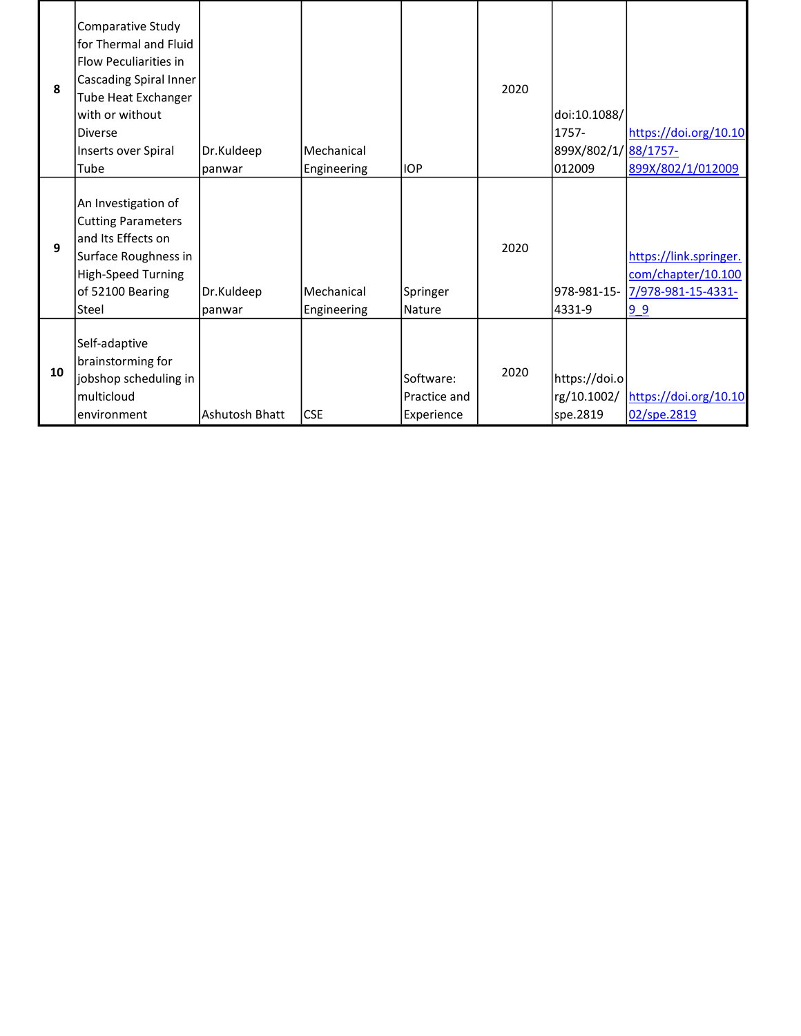| | | | | | | | |
|---|---|---|---|---|---|---|---|
| **8** | Comparative Study for Thermal and Fluid Flow Peculiarities in Cascading Spiral Inner Tube Heat Exchanger with or without Diverse Inserts over Spiral Tube | Dr.Kuldeep panwar | Mechanical Engineering | IOP | 2020 | doi:10.1088/1757-899X/802/1/012009 | https://doi.org/10.1088/1757-899X/802/1/012009 |
| **9** | An Investigation of Cutting Parameters and Its Effects on Surface Roughness in High-Speed Turning of 52100 Bearing Steel | Dr.Kuldeep panwar | Mechanical Engineering | Springer Nature | 2020 | 978-981-15-4331-9 | https://link.springer.com/chapter/10.1007/978-981-15-4331-9_9 |
| **10** | Self-adaptive brainstorming for jobshop scheduling in multicloud environment | Ashutosh Bhatt | CSE | Software: Practice and Experience | 2020 | https://doi.org/10.1002/spe.2819 | https://doi.org/10.1002/spe.2819 |